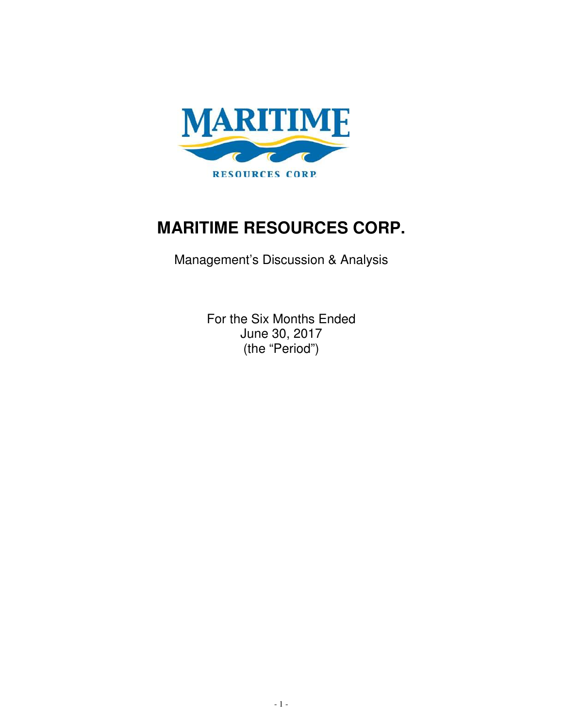# MARITIME RESOURCES CORP.

Management's Discussion & Analysis

For the Six Months Ended
June 30, 2017
(the "Period")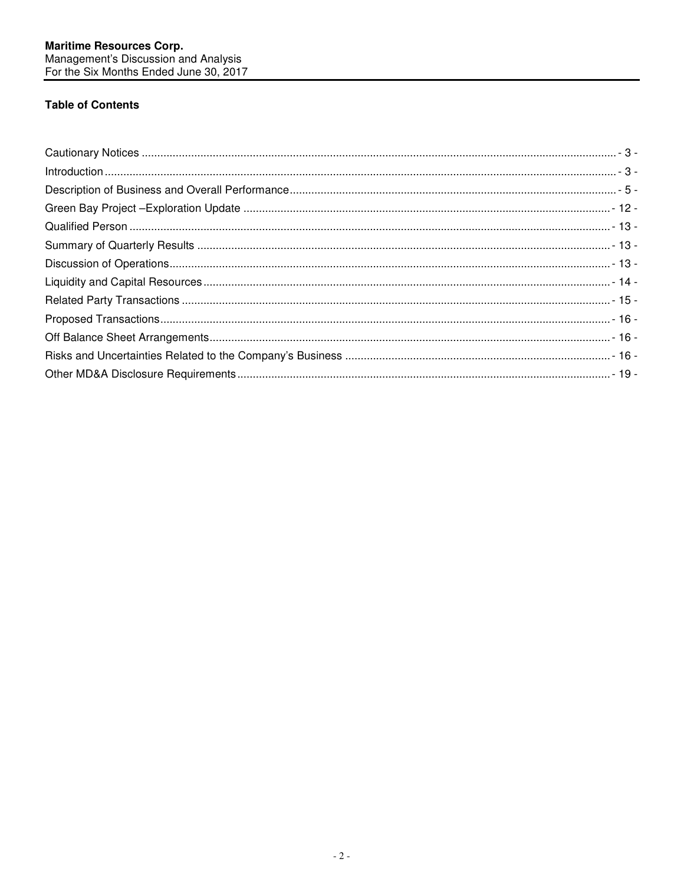## Table of Contents

| Section | Page |
|---|---|
| Cautionary Notices | - 3 - |
| Introduction | - 3 - |
| Description of Business and Overall Performance | - 5 - |
| Green Bay Project –Exploration Update | - 12 - |
| Qualified Person | - 13 - |
| Summary of Quarterly Results | - 13 - |
| Discussion of Operations | - 13 - |
| Liquidity and Capital Resources | - 14 - |
| Related Party Transactions | - 15 - |
| Proposed Transactions | - 16 - |
| Off Balance Sheet Arrangements | - 16 - |
| Risks and Uncertainties Related to the Company's Business | - 16 - |
| Other MD&A Disclosure Requirements | - 19 - |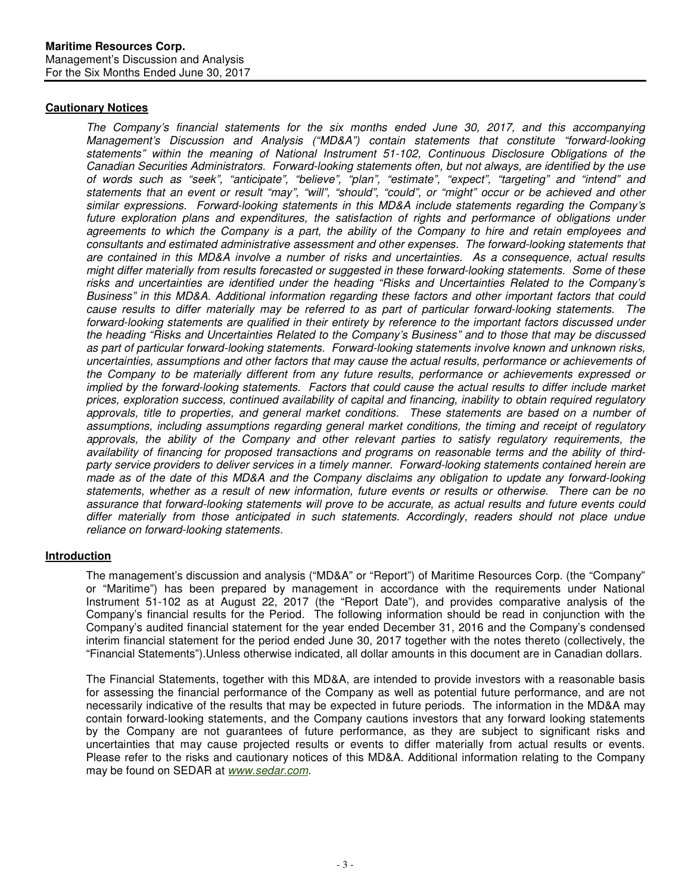## Cautionary Notices

*The Company's financial statements for the six months ended June 30, 2017, and this accompanying Management's Discussion and Analysis ("MD&A") contain statements that constitute "forward-looking statements" within the meaning of National Instrument 51-102, Continuous Disclosure Obligations of the Canadian Securities Administrators. Forward-looking statements often, but not always, are identified by the use of words such as "seek", "anticipate", "believe", "plan", "estimate", "expect", "targeting" and "intend" and statements that an event or result "may", "will", "should", "could", or "might" occur or be achieved and other similar expressions. Forward-looking statements in this MD&A include statements regarding the Company's future exploration plans and expenditures, the satisfaction of rights and performance of obligations under agreements to which the Company is a part, the ability of the Company to hire and retain employees and consultants and estimated administrative assessment and other expenses. The forward-looking statements that are contained in this MD&A involve a number of risks and uncertainties. As a consequence, actual results might differ materially from results forecasted or suggested in these forward-looking statements. Some of these risks and uncertainties are identified under the heading "Risks and Uncertainties Related to the Company's Business" in this MD&A. Additional information regarding these factors and other important factors that could cause results to differ materially may be referred to as part of particular forward-looking statements. The forward-looking statements are qualified in their entirety by reference to the important factors discussed under the heading "Risks and Uncertainties Related to the Company's Business" and to those that may be discussed as part of particular forward-looking statements. Forward-looking statements involve known and unknown risks, uncertainties, assumptions and other factors that may cause the actual results, performance or achievements of the Company to be materially different from any future results, performance or achievements expressed or implied by the forward-looking statements. Factors that could cause the actual results to differ include market prices, exploration success, continued availability of capital and financing, inability to obtain required regulatory approvals, title to properties, and general market conditions. These statements are based on a number of assumptions, including assumptions regarding general market conditions, the timing and receipt of regulatory approvals, the ability of the Company and other relevant parties to satisfy regulatory requirements, the availability of financing for proposed transactions and programs on reasonable terms and the ability of third-party service providers to deliver services in a timely manner. Forward-looking statements contained herein are made as of the date of this MD&A and the Company disclaims any obligation to update any forward-looking statements, whether as a result of new information, future events or results or otherwise. There can be no assurance that forward-looking statements will prove to be accurate, as actual results and future events could differ materially from those anticipated in such statements. Accordingly, readers should not place undue reliance on forward-looking statements.*

## Introduction

The management's discussion and analysis ("MD&A" or "Report") of Maritime Resources Corp. (the "Company" or "Maritime") has been prepared by management in accordance with the requirements under National Instrument 51-102 as at August 22, 2017 (the "Report Date"), and provides comparative analysis of the Company's financial results for the Period. The following information should be read in conjunction with the Company's audited financial statement for the year ended December 31, 2016 and the Company's condensed interim financial statement for the period ended June 30, 2017 together with the notes thereto (collectively, the "Financial Statements").Unless otherwise indicated, all dollar amounts in this document are in Canadian dollars.

The Financial Statements, together with this MD&A, are intended to provide investors with a reasonable basis for assessing the financial performance of the Company as well as potential future performance, and are not necessarily indicative of the results that may be expected in future periods. The information in the MD&A may contain forward-looking statements, and the Company cautions investors that any forward looking statements by the Company are not guarantees of future performance, as they are subject to significant risks and uncertainties that may cause projected results or events to differ materially from actual results or events. Please refer to the risks and cautionary notices of this MD&A. Additional information relating to the Company may be found on SEDAR at *www.sedar.com*.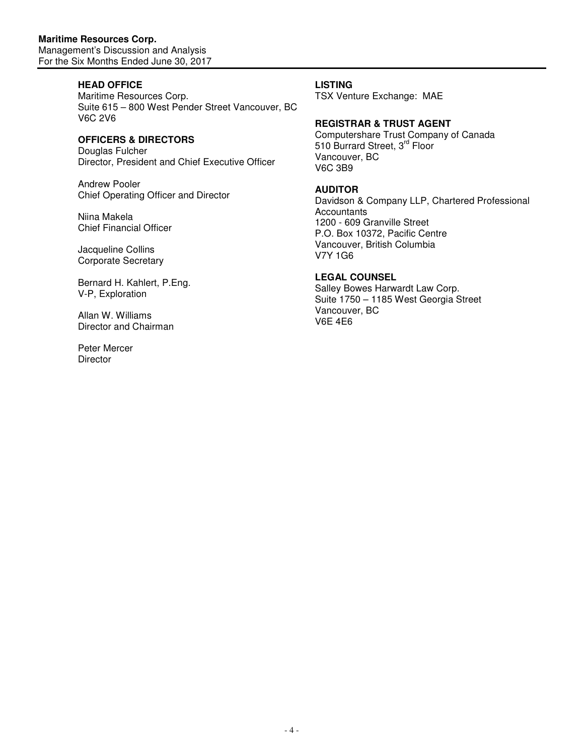### HEAD OFFICE

Maritime Resources Corp.
Suite 615 – 800 West Pender Street Vancouver, BC
V6C 2V6

### OFFICERS & DIRECTORS

Douglas Fulcher
Director, President and Chief Executive Officer

Andrew Pooler
Chief Operating Officer and Director

Niina Makela
Chief Financial Officer

Jacqueline Collins
Corporate Secretary

Bernard H. Kahlert, P.Eng.
V-P, Exploration

Allan W. Williams
Director and Chairman

Peter Mercer
Director

### LISTING

TSX Venture Exchange: MAE

### REGISTRAR & TRUST AGENT

Computershare Trust Company of Canada
510 Burrard Street, 3rd Floor
Vancouver, BC
V6C 3B9

### AUDITOR

Davidson & Company LLP, Chartered Professional Accountants
1200 - 609 Granville Street
P.O. Box 10372, Pacific Centre
Vancouver, British Columbia
V7Y 1G6

### LEGAL COUNSEL

Salley Bowes Harwardt Law Corp.
Suite 1750 – 1185 West Georgia Street
Vancouver, BC
V6E 4E6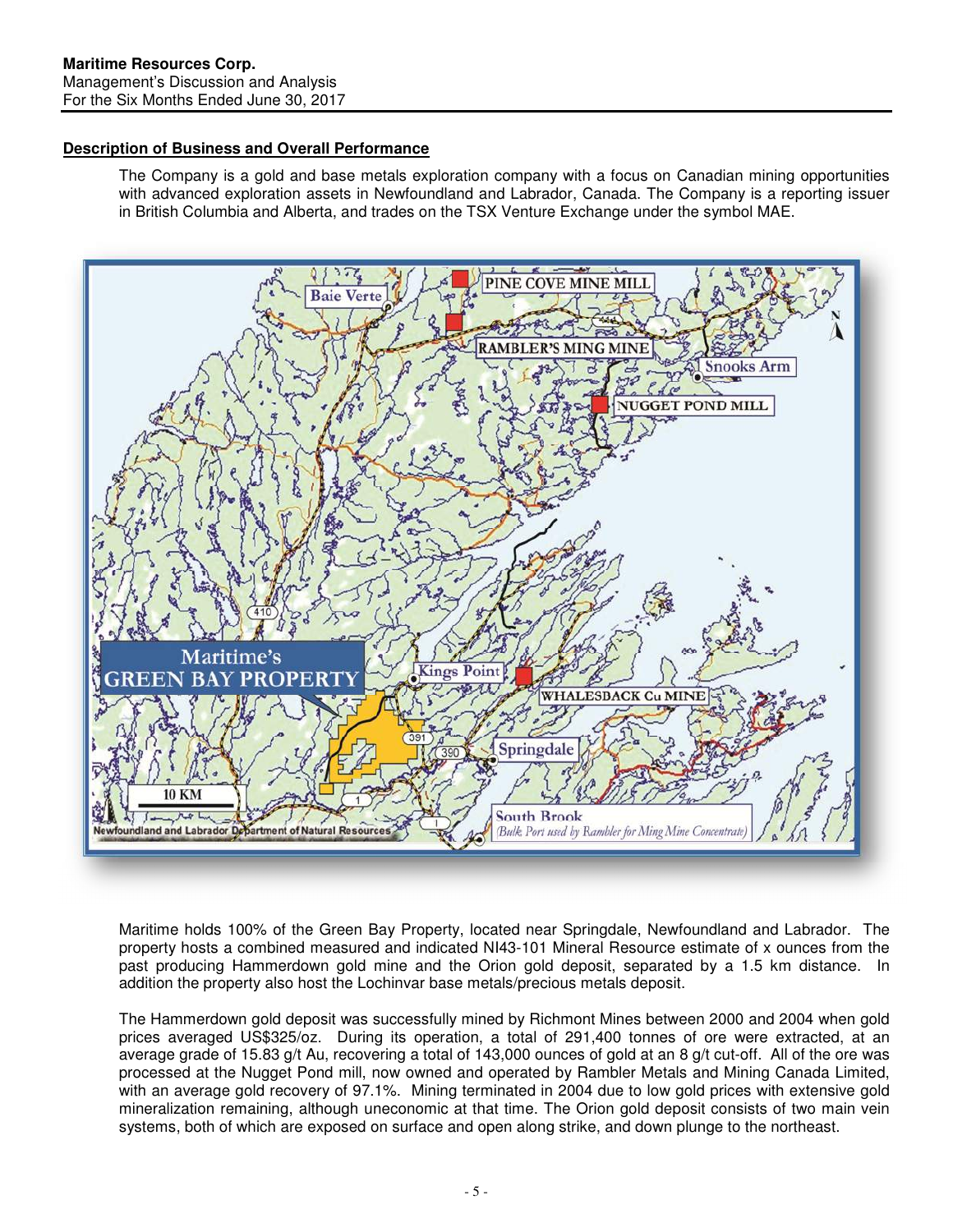## Description of Business and Overall Performance

The Company is a gold and base metals exploration company with a focus on Canadian mining opportunities with advanced exploration assets in Newfoundland and Labrador, Canada. The Company is a reporting issuer in British Columbia and Alberta, and trades on the TSX Venture Exchange under the symbol MAE.

Maritime holds 100% of the Green Bay Property, located near Springdale, Newfoundland and Labrador. The property hosts a combined measured and indicated NI43-101 Mineral Resource estimate of x ounces from the past producing Hammerdown gold mine and the Orion gold deposit, separated by a 1.5 km distance. In addition the property also host the Lochinvar base metals/precious metals deposit.

The Hammerdown gold deposit was successfully mined by Richmont Mines between 2000 and 2004 when gold prices averaged US$325/oz. During its operation, a total of 291,400 tonnes of ore were extracted, at an average grade of 15.83 g/t Au, recovering a total of 143,000 ounces of gold at an 8 g/t cut-off. All of the ore was processed at the Nugget Pond mill, now owned and operated by Rambler Metals and Mining Canada Limited, with an average gold recovery of 97.1%. Mining terminated in 2004 due to low gold prices with extensive gold mineralization remaining, although uneconomic at that time. The Orion gold deposit consists of two main vein systems, both of which are exposed on surface and open along strike, and down plunge to the northeast.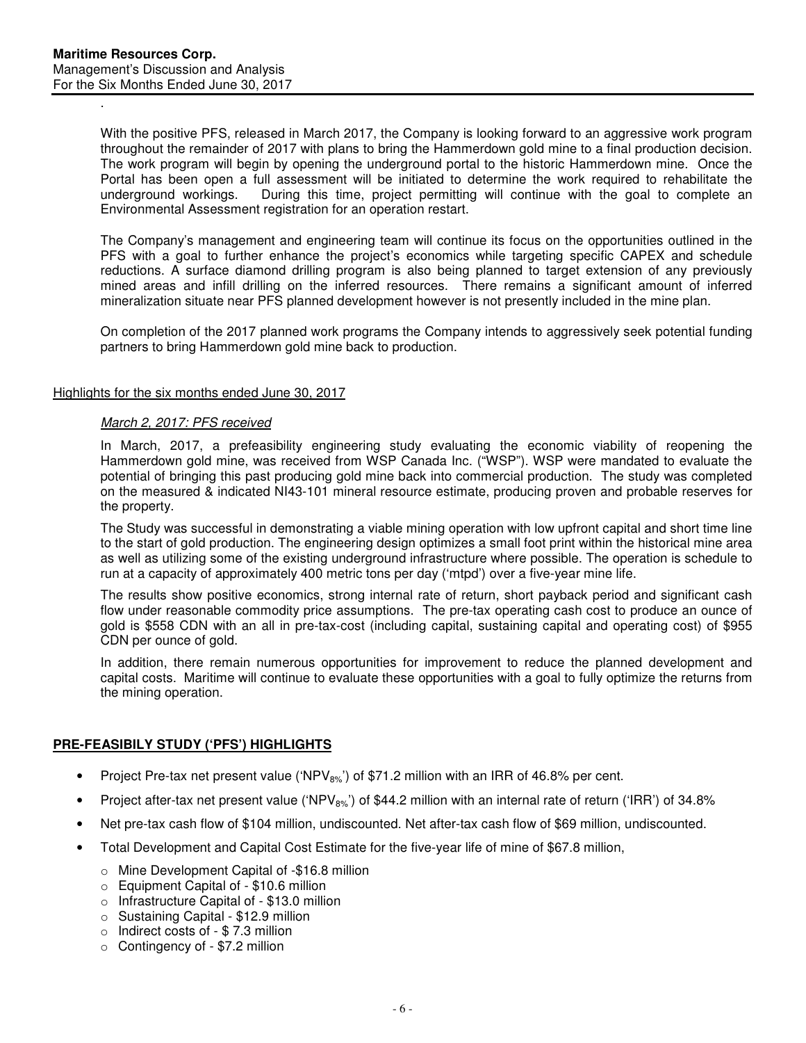.

With the positive PFS, released in March 2017, the Company is looking forward to an aggressive work program throughout the remainder of 2017 with plans to bring the Hammerdown gold mine to a final production decision. The work program will begin by opening the underground portal to the historic Hammerdown mine. Once the Portal has been open a full assessment will be initiated to determine the work required to rehabilitate the underground workings. During this time, project permitting will continue with the goal to complete an Environmental Assessment registration for an operation restart.

The Company's management and engineering team will continue its focus on the opportunities outlined in the PFS with a goal to further enhance the project's economics while targeting specific CAPEX and schedule reductions. A surface diamond drilling program is also being planned to target extension of any previously mined areas and infill drilling on the inferred resources. There remains a significant amount of inferred mineralization situate near PFS planned development however is not presently included in the mine plan.

On completion of the 2017 planned work programs the Company intends to aggressively seek potential funding partners to bring Hammerdown gold mine back to production.

Highlights for the six months ended June 30, 2017

*March 2, 2017: PFS received*

In March, 2017, a prefeasibility engineering study evaluating the economic viability of reopening the Hammerdown gold mine, was received from WSP Canada Inc. ("WSP"). WSP were mandated to evaluate the potential of bringing this past producing gold mine back into commercial production. The study was completed on the measured & indicated NI43-101 mineral resource estimate, producing proven and probable reserves for the property.

The Study was successful in demonstrating a viable mining operation with low upfront capital and short time line to the start of gold production. The engineering design optimizes a small foot print within the historical mine area as well as utilizing some of the existing underground infrastructure where possible. The operation is schedule to run at a capacity of approximately 400 metric tons per day ('mtpd') over a five-year mine life.

The results show positive economics, strong internal rate of return, short payback period and significant cash flow under reasonable commodity price assumptions. The pre-tax operating cash cost to produce an ounce of gold is $558 CDN with an all in pre-tax-cost (including capital, sustaining capital and operating cost) of $955 CDN per ounce of gold.

In addition, there remain numerous opportunities for improvement to reduce the planned development and capital costs. Maritime will continue to evaluate these opportunities with a goal to fully optimize the returns from the mining operation.

**PRE-FEASIBILY STUDY ('PFS') HIGHLIGHTS**

- Project Pre-tax net present value ('$NPV_{8\%}$') of $71.2 million with an IRR of 46.8% per cent.
- Project after-tax net present value ('$NPV_{8\%}$') of $44.2 million with an internal rate of return ('IRR') of 34.8%
- Net pre-tax cash flow of $104 million, undiscounted. Net after-tax cash flow of $69 million, undiscounted.
- Total Development and Capital Cost Estimate for the five-year life of mine of $67.8 million,
  - Mine Development Capital of -$16.8 million
  - Equipment Capital of - $10.6 million
  - Infrastructure Capital of - $13.0 million
  - Sustaining Capital - $12.9 million
  - Indirect costs of - $ 7.3 million
  - Contingency of - $7.2 million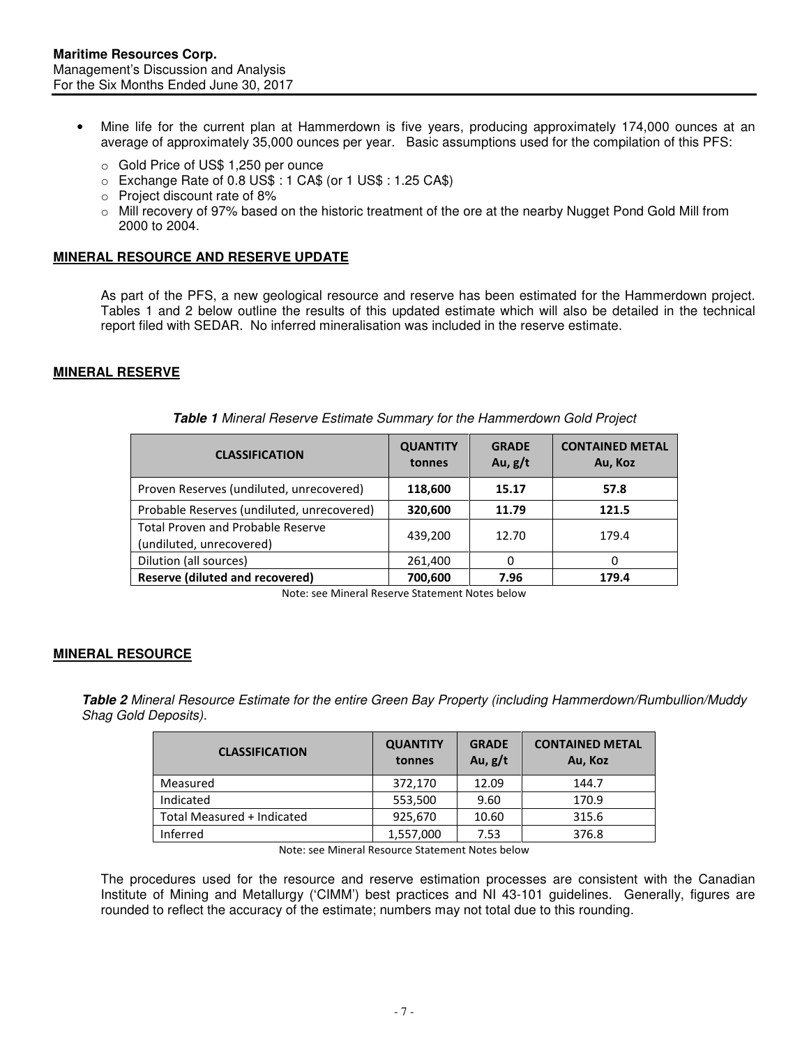- Mine life for the current plan at Hammerdown is five years, producing approximately 174,000 ounces at an average of approximately 35,000 ounces per year. Basic assumptions used for the compilation of this PFS:
  - Gold Price of US$ 1,250 per ounce
  - Exchange Rate of 0.8 US$ : 1 CA$ (or 1 US$ : 1.25 CA$)
  - Project discount rate of 8%
  - Mill recovery of 97% based on the historic treatment of the ore at the nearby Nugget Pond Gold Mill from 2000 to 2004.

## MINERAL RESOURCE AND RESERVE UPDATE

As part of the PFS, a new geological resource and reserve has been estimated for the Hammerdown project. Tables 1 and 2 below outline the results of this updated estimate which will also be detailed in the technical report filed with SEDAR. No inferred mineralisation was included in the reserve estimate.

## MINERAL RESERVE

***Table 1*** *Mineral Reserve Estimate Summary for the Hammerdown Gold Project*

| CLASSIFICATION | QUANTITY tonnes | GRADE Au, g/t | CONTAINED METAL Au, Koz |
|---|---|---|---|
| Proven Reserves (undiluted, unrecovered) | **118,600** | **15.17** | **57.8** |
| Probable Reserves (undiluted, unrecovered) | **320,600** | **11.79** | **121.5** |
| Total Proven and Probable Reserve (undiluted, unrecovered) | 439,200 | 12.70 | 179.4 |
| Dilution (all sources) | 261,400 | 0 | 0 |
| **Reserve (diluted and recovered)** | **700,600** | **7.96** | **179.4** |

Note: see Mineral Reserve Statement Notes below

## MINERAL RESOURCE

***Table 2*** *Mineral Resource Estimate for the entire Green Bay Property (including Hammerdown/Rumbullion/Muddy Shag Gold Deposits).*

| CLASSIFICATION | QUANTITY tonnes | GRADE Au, g/t | CONTAINED METAL Au, Koz |
|---|---|---|---|
| Measured | 372,170 | 12.09 | 144.7 |
| Indicated | 553,500 | 9.60 | 170.9 |
| Total Measured + Indicated | 925,670 | 10.60 | 315.6 |
| Inferred | 1,557,000 | 7.53 | 376.8 |

Note: see Mineral Resource Statement Notes below

The procedures used for the resource and reserve estimation processes are consistent with the Canadian Institute of Mining and Metallurgy ('CIMM') best practices and NI 43-101 guidelines. Generally, figures are rounded to reflect the accuracy of the estimate; numbers may not total due to this rounding.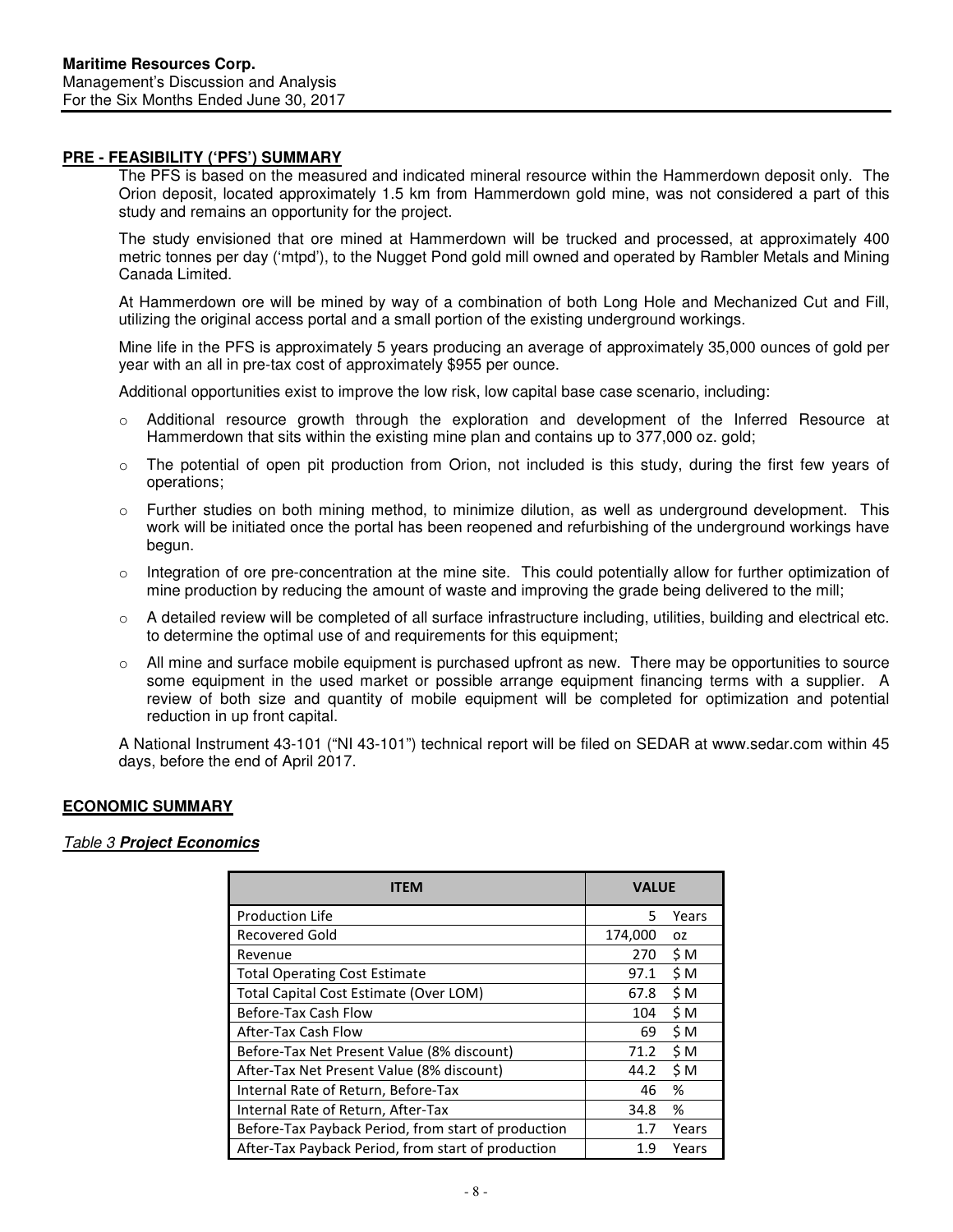## PRE - FEASIBILITY ('PFS') SUMMARY

The PFS is based on the measured and indicated mineral resource within the Hammerdown deposit only. The Orion deposit, located approximately 1.5 km from Hammerdown gold mine, was not considered a part of this study and remains an opportunity for the project.

The study envisioned that ore mined at Hammerdown will be trucked and processed, at approximately 400 metric tonnes per day ('mtpd'), to the Nugget Pond gold mill owned and operated by Rambler Metals and Mining Canada Limited.

At Hammerdown ore will be mined by way of a combination of both Long Hole and Mechanized Cut and Fill, utilizing the original access portal and a small portion of the existing underground workings.

Mine life in the PFS is approximately 5 years producing an average of approximately 35,000 ounces of gold per year with an all in pre-tax cost of approximately $955 per ounce.

Additional opportunities exist to improve the low risk, low capital base case scenario, including:

- Additional resource growth through the exploration and development of the Inferred Resource at Hammerdown that sits within the existing mine plan and contains up to 377,000 oz. gold;
- The potential of open pit production from Orion, not included is this study, during the first few years of operations;
- Further studies on both mining method, to minimize dilution, as well as underground development. This work will be initiated once the portal has been reopened and refurbishing of the underground workings have begun.
- Integration of ore pre-concentration at the mine site. This could potentially allow for further optimization of mine production by reducing the amount of waste and improving the grade being delivered to the mill;
- A detailed review will be completed of all surface infrastructure including, utilities, building and electrical etc. to determine the optimal use of and requirements for this equipment;
- All mine and surface mobile equipment is purchased upfront as new. There may be opportunities to source some equipment in the used market or possible arrange equipment financing terms with a supplier. A review of both size and quantity of mobile equipment will be completed for optimization and potential reduction in up front capital.

A National Instrument 43-101 ("NI 43-101") technical report will be filed on SEDAR at www.sedar.com within 45 days, before the end of April 2017.

## ECONOMIC SUMMARY

*Table 3* ***Project Economics***

| ITEM | VALUE | |
|---|---|---|
| Production Life | 5 | Years |
| Recovered Gold | 174,000 | oz |
| Revenue | 270 | $ M |
| Total Operating Cost Estimate | 97.1 | $ M |
| Total Capital Cost Estimate (Over LOM) | 67.8 | $ M |
| Before-Tax Cash Flow | 104 | $ M |
| After-Tax Cash Flow | 69 | $ M |
| Before-Tax Net Present Value (8% discount) | 71.2 | $ M |
| After-Tax Net Present Value (8% discount) | 44.2 | $ M |
| Internal Rate of Return, Before-Tax | 46 | % |
| Internal Rate of Return, After-Tax | 34.8 | % |
| Before-Tax Payback Period, from start of production | 1.7 | Years |
| After-Tax Payback Period, from start of production | 1.9 | Years |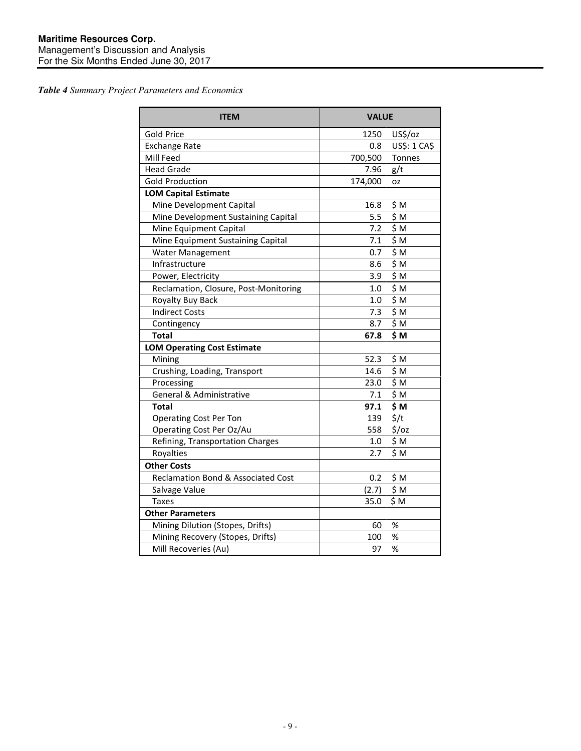***Table 4** Summary Project Parameters and Economics*

| ITEM | VALUE | |
|---|---|---|
| Gold Price | 1250 | US$/oz |
| Exchange Rate | 0.8 | US$: 1 CA$ |
| Mill Feed | 700,500 | Tonnes |
| Head Grade | 7.96 | g/t |
| Gold Production | 174,000 | oz |
| **LOM Capital Estimate** | | |
| Mine Development Capital | 16.8 | $ M |
| Mine Development Sustaining Capital | 5.5 | $ M |
| Mine Equipment Capital | 7.2 | $ M |
| Mine Equipment Sustaining Capital | 7.1 | $ M |
| Water Management | 0.7 | $ M |
| Infrastructure | 8.6 | $ M |
| Power, Electricity | 3.9 | $ M |
| Reclamation, Closure, Post-Monitoring | 1.0 | $ M |
| Royalty Buy Back | 1.0 | $ M |
| Indirect Costs | 7.3 | $ M |
| Contingency | 8.7 | $ M |
| **Total** | **67.8** | **$ M** |
| **LOM Operating Cost Estimate** | | |
| Mining | 52.3 | $ M |
| Crushing, Loading, Transport | 14.6 | $ M |
| Processing | 23.0 | $ M |
| General & Administrative | 7.1 | $ M |
| **Total** | **97.1** | **$ M** |
| Operating Cost Per Ton | 139 | $/t |
| Operating Cost Per Oz/Au | 558 | $/oz |
| Refining, Transportation Charges | 1.0 | $ M |
| Royalties | 2.7 | $ M |
| **Other Costs** | | |
| Reclamation Bond & Associated Cost | 0.2 | $ M |
| Salvage Value | (2.7) | $ M |
| Taxes | 35.0 | $ M |
| **Other Parameters** | | |
| Mining Dilution (Stopes, Drifts) | 60 | % |
| Mining Recovery (Stopes, Drifts) | 100 | % |
| Mill Recoveries (Au) | 97 | % |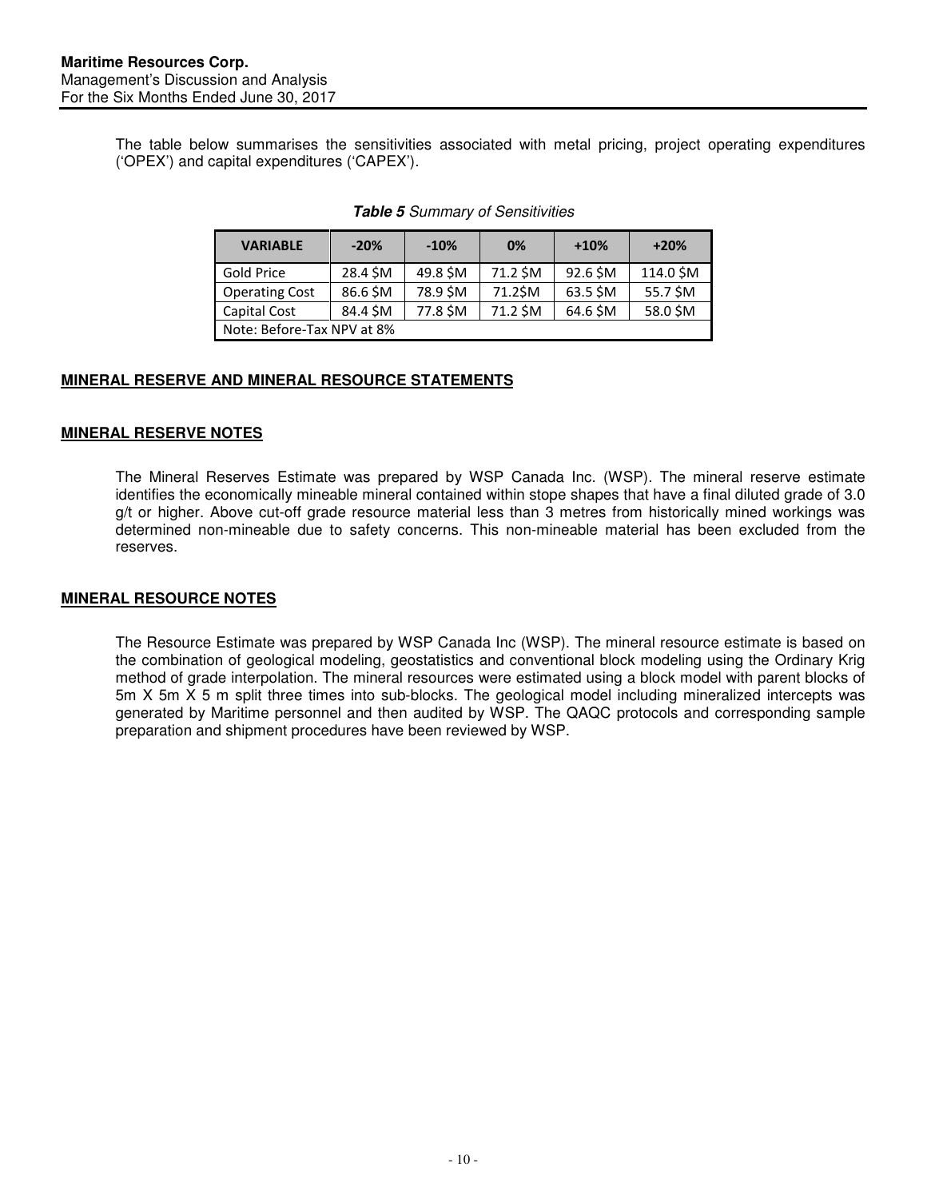The table below summarises the sensitivities associated with metal pricing, project operating expenditures ('OPEX') and capital expenditures ('CAPEX').

***Table 5*** *Summary of Sensitivities*

| VARIABLE | -20% | -10% | 0% | +10% | +20% |
|---|---|---|---|---|---|
| Gold Price | 28.4 $M | 49.8 $M | 71.2 $M | 92.6 $M | 114.0 $M |
| Operating Cost | 86.6 $M | 78.9 $M | 71.2$M | 63.5 $M | 55.7 $M |
| Capital Cost | 84.4 $M | 77.8 $M | 71.2 $M | 64.6 $M | 58.0 $M |
| Note: Before-Tax NPV at 8% | | | | | |

**MINERAL RESERVE AND MINERAL RESOURCE STATEMENTS**

**MINERAL RESERVE NOTES**

The Mineral Reserves Estimate was prepared by WSP Canada Inc. (WSP). The mineral reserve estimate identifies the economically mineable mineral contained within stope shapes that have a final diluted grade of 3.0 g/t or higher. Above cut-off grade resource material less than 3 metres from historically mined workings was determined non-mineable due to safety concerns. This non-mineable material has been excluded from the reserves.

**MINERAL RESOURCE NOTES**

The Resource Estimate was prepared by WSP Canada Inc (WSP). The mineral resource estimate is based on the combination of geological modeling, geostatistics and conventional block modeling using the Ordinary Krig method of grade interpolation. The mineral resources were estimated using a block model with parent blocks of 5m X 5m X 5 m split three times into sub-blocks. The geological model including mineralized intercepts was generated by Maritime personnel and then audited by WSP. The QAQC protocols and corresponding sample preparation and shipment procedures have been reviewed by WSP.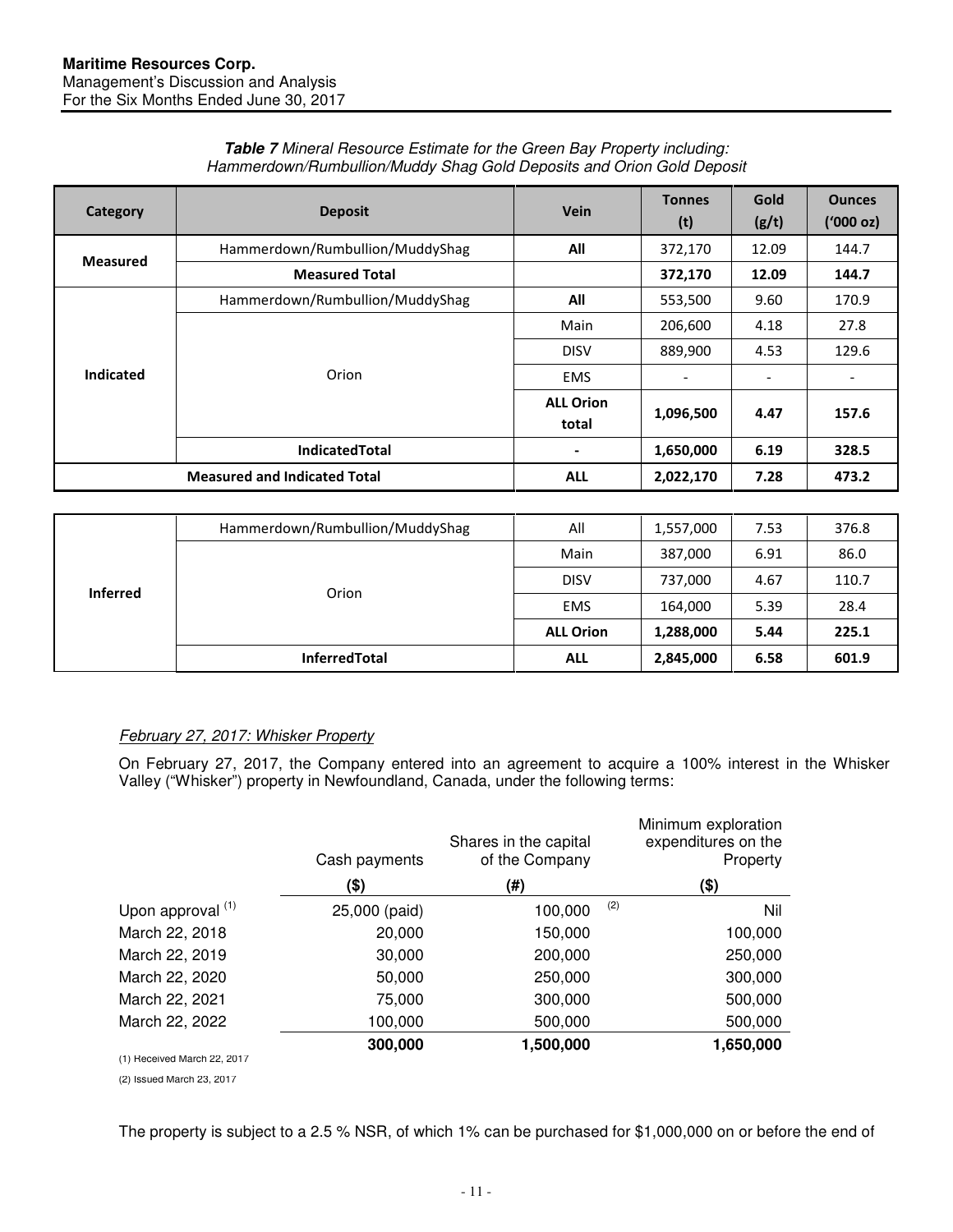***Table 7** Mineral Resource Estimate for the Green Bay Property including: Hammerdown/Rumbullion/Muddy Shag Gold Deposits and Orion Gold Deposit*

| Category | Deposit | Vein | Tonnes (t) | Gold (g/t) | Ounces ('000 oz) |
|---|---|---|---|---|---|
| **Measured** | Hammerdown/Rumbullion/MuddyShag | **All** | 372,170 | 12.09 | 144.7 |
| | **Measured Total** | | **372,170** | **12.09** | **144.7** |
| **Indicated** | Hammerdown/Rumbullion/MuddyShag | **All** | 553,500 | 9.60 | 170.9 |
| | Orion | Main | 206,600 | 4.18 | 27.8 |
| | | DISV | 889,900 | 4.53 | 129.6 |
| | | EMS | - | - | - |
| | | **ALL Orion total** | **1,096,500** | **4.47** | **157.6** |
| | **IndicatedTotal** | **-** | **1,650,000** | **6.19** | **328.5** |
| **Measured and Indicated Total** | | **ALL** | **2,022,170** | **7.28** | **473.2** |

| Category | Deposit | Vein | Tonnes (t) | Gold (g/t) | Ounces ('000 oz) |
|---|---|---|---|---|---|
| **Inferred** | Hammerdown/Rumbullion/MuddyShag | All | 1,557,000 | 7.53 | 376.8 |
| | Orion | Main | 387,000 | 6.91 | 86.0 |
| | | DISV | 737,000 | 4.67 | 110.7 |
| | | EMS | 164,000 | 5.39 | 28.4 |
| | | **ALL Orion** | **1,288,000** | **5.44** | **225.1** |
| | **InferredTotal** | **ALL** | **2,845,000** | **6.58** | **601.9** |

*February 27, 2017: Whisker Property*

On February 27, 2017, the Company entered into an agreement to acquire a 100% interest in the Whisker Valley ("Whisker") property in Newfoundland, Canada, under the following terms:

| | Cash payments | Shares in the capital of the Company | Minimum exploration expenditures on the Property |
|---|---|---|---|
| | **($)** | **(#)** | **($)** |
| Upon approval [1] | 25,000 (paid) | 100,000 [2] | Nil |
| March 22, 2018 | 20,000 | 150,000 | 100,000 |
| March 22, 2019 | 30,000 | 200,000 | 250,000 |
| March 22, 2020 | 50,000 | 250,000 | 300,000 |
| March 22, 2021 | 75,000 | 300,000 | 500,000 |
| March 22, 2022 | 100,000 | 500,000 | 500,000 |
| | **300,000** | **1,500,000** | **1,650,000** |

(1) Received March 22, 2017

(2) Issued March 23, 2017

The property is subject to a 2.5 % NSR, of which 1% can be purchased for $1,000,000 on or before the end of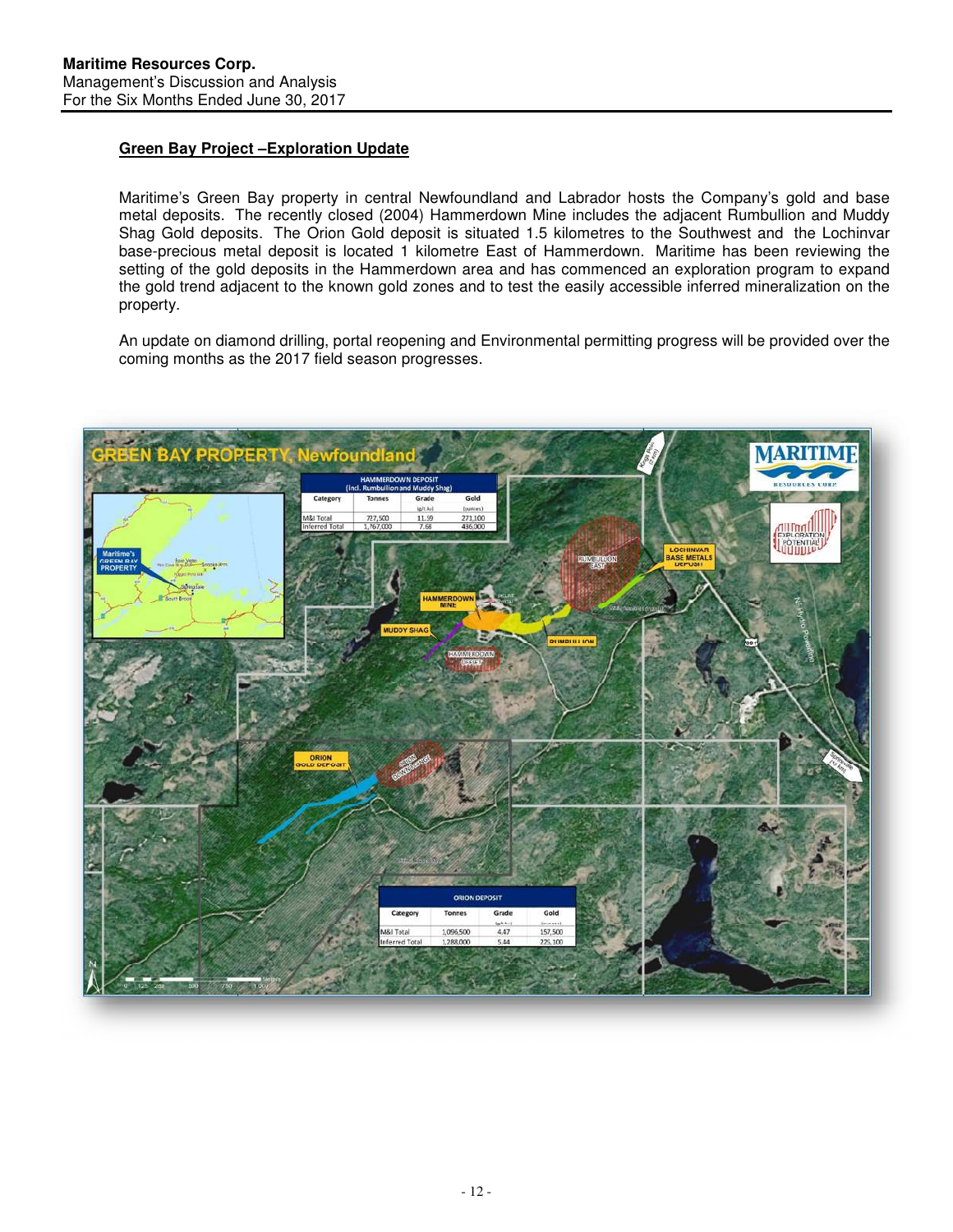## Green Bay Project –Exploration Update

Maritime's Green Bay property in central Newfoundland and Labrador hosts the Company's gold and base metal deposits. The recently closed (2004) Hammerdown Mine includes the adjacent Rumbullion and Muddy Shag Gold deposits. The Orion Gold deposit is situated 1.5 kilometres to the Southwest and the Lochinvar base-precious metal deposit is located 1 kilometre East of Hammerdown. Maritime has been reviewing the setting of the gold deposits in the Hammerdown area and has commenced an exploration program to expand the gold trend adjacent to the known gold zones and to test the easily accessible inferred mineralization on the property.

An update on diamond drilling, portal reopening and Environmental permitting progress will be provided over the coming months as the 2017 field season progresses.

**GREEN BAY PROPERTY, Newfoundland**

**HAMMERDOWN DEPOSIT (Incl. Rumbullion and Muddy Shag)**

| Category | Tonnes | Grade (g/t Au) | Gold (ounces) |
|---|---|---|---|
| M&I Total | 727,500 | 11.59 | 271,100 |
| Inferred Total | 1,767,000 | 7.68 | 436,300 |

**ORION DEPOSIT**

| Category | Tonnes | Grade (g/t Au) | Gold (ounces) |
|---|---|---|---|
| M&I Total | 1,096,500 | 4.47 | 157,500 |
| Inferred Total | 1,288,000 | 5.44 | 225,100 |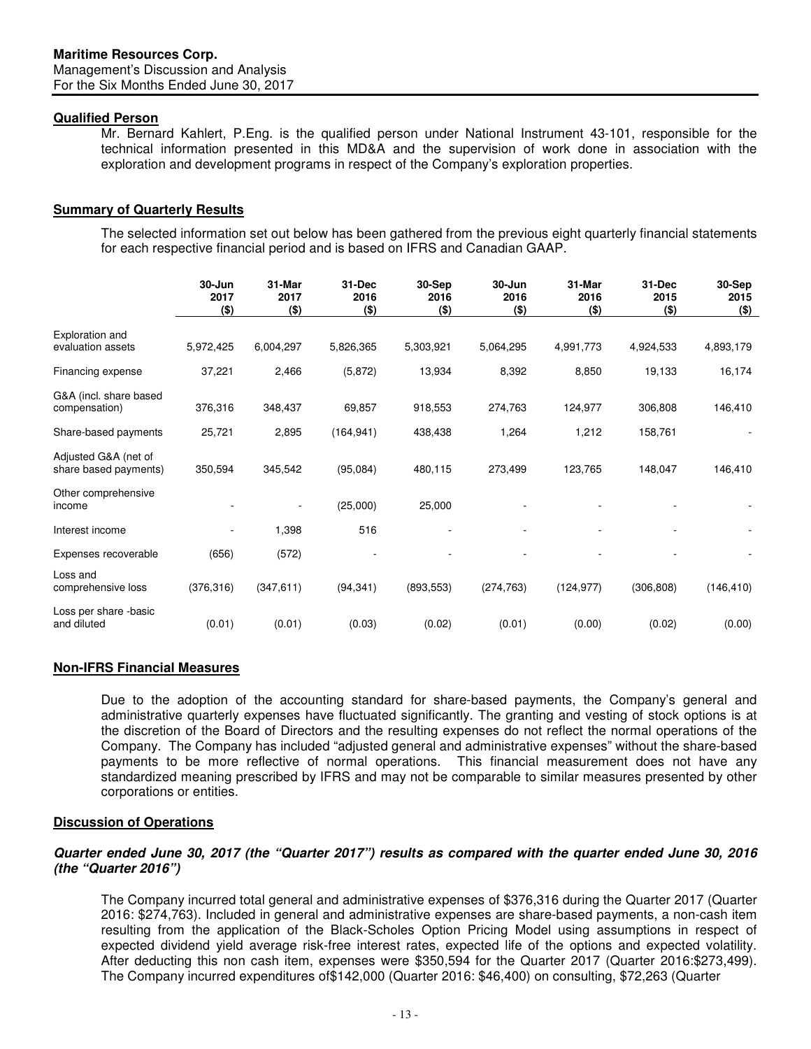## Qualified Person

Mr. Bernard Kahlert, P.Eng. is the qualified person under National Instrument 43-101, responsible for the technical information presented in this MD&A and the supervision of work done in association with the exploration and development programs in respect of the Company's exploration properties.

## Summary of Quarterly Results

The selected information set out below has been gathered from the previous eight quarterly financial statements for each respective financial period and is based on IFRS and Canadian GAAP.

| | 30-Jun 2017 ($) | 31-Mar 2017 ($) | 31-Dec 2016 ($) | 30-Sep 2016 ($) | 30-Jun 2016 ($) | 31-Mar 2016 ($) | 31-Dec 2015 ($) | 30-Sep 2015 ($) |
|---|---|---|---|---|---|---|---|---|
| Exploration and evaluation assets | 5,972,425 | 6,004,297 | 5,826,365 | 5,303,921 | 5,064,295 | 4,991,773 | 4,924,533 | 4,893,179 |
| Financing expense | 37,221 | 2,466 | (5,872) | 13,934 | 8,392 | 8,850 | 19,133 | 16,174 |
| G&A (incl. share based compensation) | 376,316 | 348,437 | 69,857 | 918,553 | 274,763 | 124,977 | 306,808 | 146,410 |
| Share-based payments | 25,721 | 2,895 | (164,941) | 438,438 | 1,264 | 1,212 | 158,761 | - |
| Adjusted G&A (net of share based payments) | 350,594 | 345,542 | (95,084) | 480,115 | 273,499 | 123,765 | 148,047 | 146,410 |
| Other comprehensive income | - | - | (25,000) | 25,000 | - | - | - | - |
| Interest income | - | 1,398 | 516 | - | - | - | - | - |
| Expenses recoverable | (656) | (572) | - | - | - | - | - | - |
| Loss and comprehensive loss | (376,316) | (347,611) | (94,341) | (893,553) | (274,763) | (124,977) | (306,808) | (146,410) |
| Loss per share -basic and diluted | (0.01) | (0.01) | (0.03) | (0.02) | (0.01) | (0.00) | (0.02) | (0.00) |

## Non-IFRS Financial Measures

Due to the adoption of the accounting standard for share-based payments, the Company's general and administrative quarterly expenses have fluctuated significantly. The granting and vesting of stock options is at the discretion of the Board of Directors and the resulting expenses do not reflect the normal operations of the Company. The Company has included "adjusted general and administrative expenses" without the share-based payments to be more reflective of normal operations. This financial measurement does not have any standardized meaning prescribed by IFRS and may not be comparable to similar measures presented by other corporations or entities.

## Discussion of Operations

***Quarter ended June 30, 2017 (the "Quarter 2017") results as compared with the quarter ended June 30, 2016 (the "Quarter 2016")***

The Company incurred total general and administrative expenses of $376,316 during the Quarter 2017 (Quarter 2016: $274,763). Included in general and administrative expenses are share-based payments, a non-cash item resulting from the application of the Black-Scholes Option Pricing Model using assumptions in respect of expected dividend yield average risk-free interest rates, expected life of the options and expected volatility. After deducting this non cash item, expenses were $350,594 for the Quarter 2017 (Quarter 2016:$273,499). The Company incurred expenditures of$142,000 (Quarter 2016: $46,400) on consulting, $72,263 (Quarter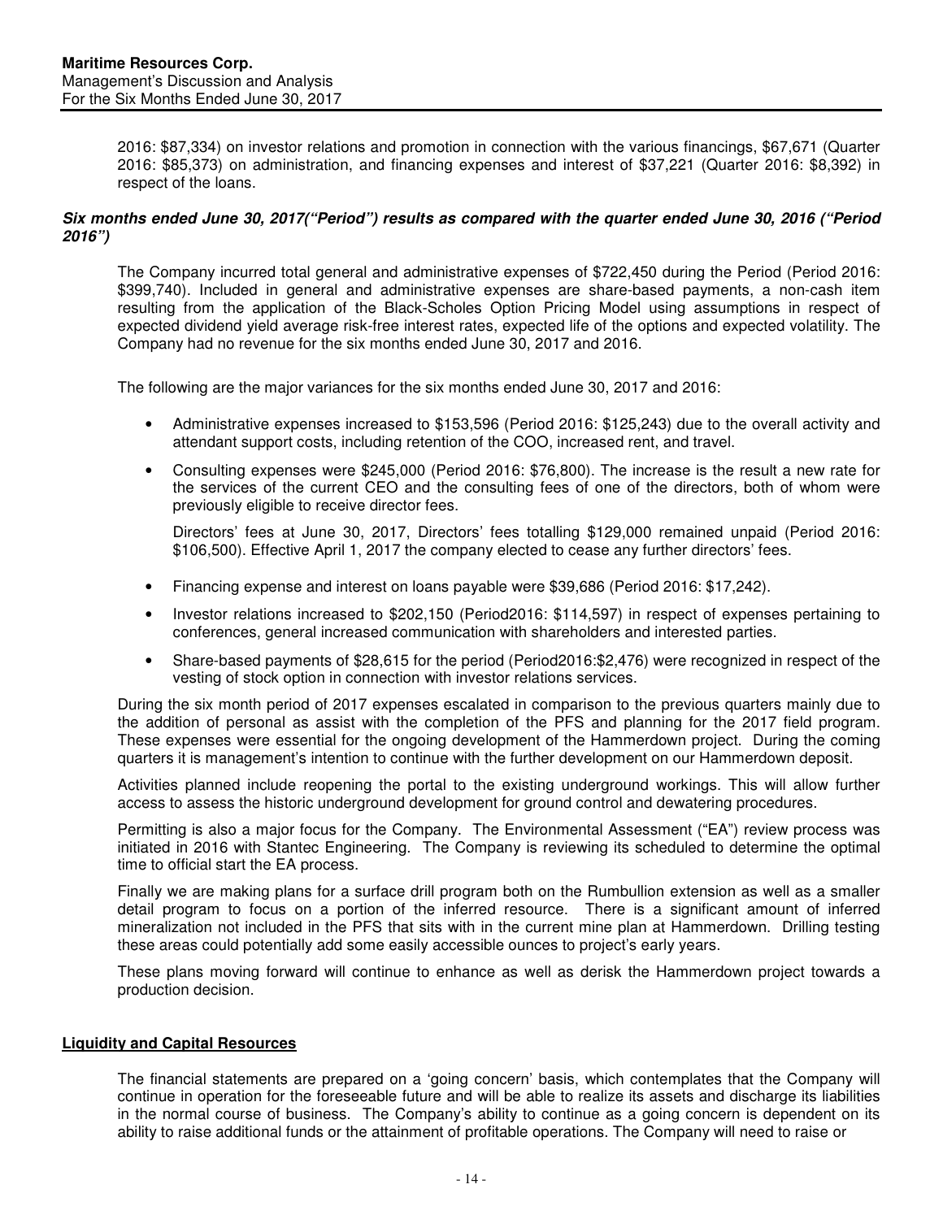2016: $87,334) on investor relations and promotion in connection with the various financings, $67,671 (Quarter 2016: $85,373) on administration, and financing expenses and interest of $37,221 (Quarter 2016: $8,392) in respect of the loans.

***Six months ended June 30, 2017("Period") results as compared with the quarter ended June 30, 2016 ("Period 2016")***

The Company incurred total general and administrative expenses of $722,450 during the Period (Period 2016: $399,740). Included in general and administrative expenses are share-based payments, a non-cash item resulting from the application of the Black-Scholes Option Pricing Model using assumptions in respect of expected dividend yield average risk-free interest rates, expected life of the options and expected volatility. The Company had no revenue for the six months ended June 30, 2017 and 2016.

The following are the major variances for the six months ended June 30, 2017 and 2016:

- Administrative expenses increased to $153,596 (Period 2016: $125,243) due to the overall activity and attendant support costs, including retention of the COO, increased rent, and travel.
- Consulting expenses were $245,000 (Period 2016: $76,800). The increase is the result a new rate for the services of the current CEO and the consulting fees of one of the directors, both of whom were previously eligible to receive director fees.

  Directors' fees at June 30, 2017, Directors' fees totalling $129,000 remained unpaid (Period 2016: $106,500). Effective April 1, 2017 the company elected to cease any further directors' fees.
- Financing expense and interest on loans payable were $39,686 (Period 2016: $17,242).
- Investor relations increased to $202,150 (Period2016: $114,597) in respect of expenses pertaining to conferences, general increased communication with shareholders and interested parties.
- Share-based payments of $28,615 for the period (Period2016:$2,476) were recognized in respect of the vesting of stock option in connection with investor relations services.

During the six month period of 2017 expenses escalated in comparison to the previous quarters mainly due to the addition of personal as assist with the completion of the PFS and planning for the 2017 field program. These expenses were essential for the ongoing development of the Hammerdown project. During the coming quarters it is management's intention to continue with the further development on our Hammerdown deposit.

Activities planned include reopening the portal to the existing underground workings. This will allow further access to assess the historic underground development for ground control and dewatering procedures.

Permitting is also a major focus for the Company. The Environmental Assessment ("EA") review process was initiated in 2016 with Stantec Engineering. The Company is reviewing its scheduled to determine the optimal time to official start the EA process.

Finally we are making plans for a surface drill program both on the Rumbullion extension as well as a smaller detail program to focus on a portion of the inferred resource. There is a significant amount of inferred mineralization not included in the PFS that sits with in the current mine plan at Hammerdown. Drilling testing these areas could potentially add some easily accessible ounces to project's early years.

These plans moving forward will continue to enhance as well as derisk the Hammerdown project towards a production decision.

## Liquidity and Capital Resources

The financial statements are prepared on a 'going concern' basis, which contemplates that the Company will continue in operation for the foreseeable future and will be able to realize its assets and discharge its liabilities in the normal course of business. The Company's ability to continue as a going concern is dependent on its ability to raise additional funds or the attainment of profitable operations. The Company will need to raise or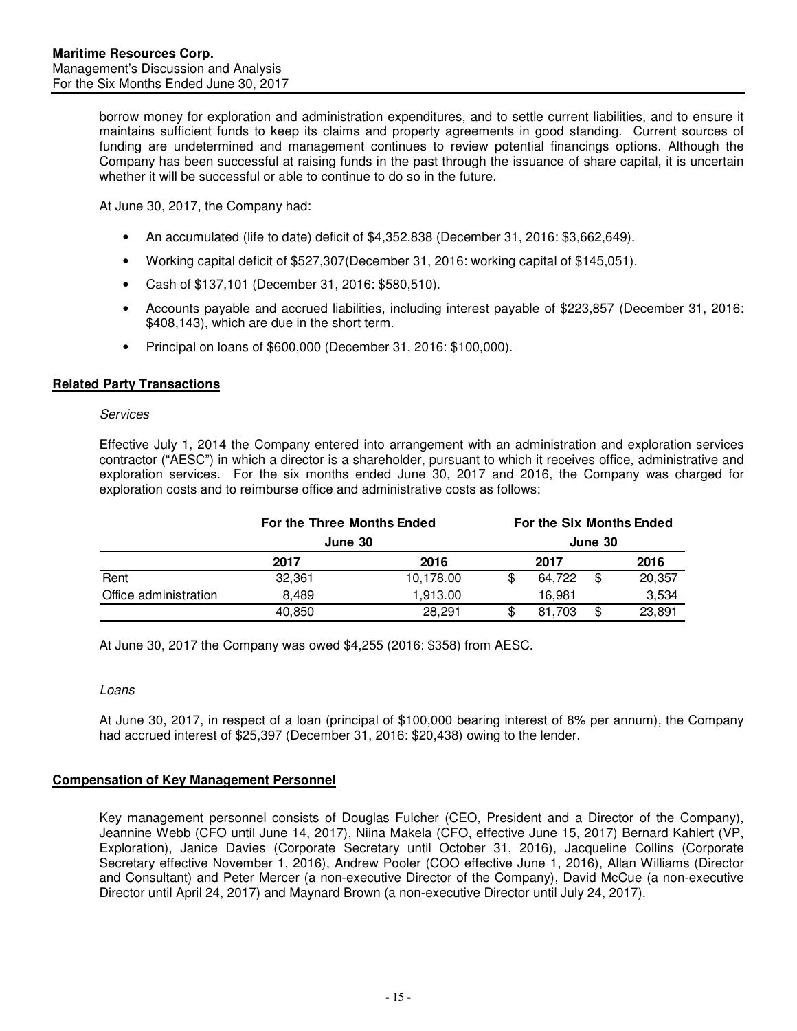borrow money for exploration and administration expenditures, and to settle current liabilities, and to ensure it maintains sufficient funds to keep its claims and property agreements in good standing. Current sources of funding are undetermined and management continues to review potential financings options. Although the Company has been successful at raising funds in the past through the issuance of share capital, it is uncertain whether it will be successful or able to continue to do so in the future.

At June 30, 2017, the Company had:

- An accumulated (life to date) deficit of $4,352,838 (December 31, 2016: $3,662,649).
- Working capital deficit of $527,307(December 31, 2016: working capital of $145,051).
- Cash of $137,101 (December 31, 2016: $580,510).
- Accounts payable and accrued liabilities, including interest payable of $223,857 (December 31, 2016: $408,143), which are due in the short term.
- Principal on loans of $600,000 (December 31, 2016: $100,000).

## Related Party Transactions

*Services*

Effective July 1, 2014 the Company entered into arrangement with an administration and exploration services contractor ("AESC") in which a director is a shareholder, pursuant to which it receives office, administrative and exploration services. For the six months ended June 30, 2017 and 2016, the Company was charged for exploration costs and to reimburse office and administrative costs as follows:

| | For the Three Months Ended June 30 | | For the Six Months Ended June 30 | |
|---|---|---|---|---|
| | 2017 | 2016 | 2017 | 2016 |
| Rent | 32,361 | 10,178.00 | $ 64,722 | $ 20,357 |
| Office administration | 8,489 | 1,913.00 | 16,981 | 3,534 |
| | 40,850 | 28,291 | $ 81,703 | $ 23,891 |

At June 30, 2017 the Company was owed $4,255 (2016: $358) from AESC.

*Loans*

At June 30, 2017, in respect of a loan (principal of $100,000 bearing interest of 8% per annum), the Company had accrued interest of $25,397 (December 31, 2016: $20,438) owing to the lender.

## Compensation of Key Management Personnel

Key management personnel consists of Douglas Fulcher (CEO, President and a Director of the Company), Jeannine Webb (CFO until June 14, 2017), Niina Makela (CFO, effective June 15, 2017) Bernard Kahlert (VP, Exploration), Janice Davies (Corporate Secretary until October 31, 2016), Jacqueline Collins (Corporate Secretary effective November 1, 2016), Andrew Pooler (COO effective June 1, 2016), Allan Williams (Director and Consultant) and Peter Mercer (a non-executive Director of the Company), David McCue (a non-executive Director until April 24, 2017) and Maynard Brown (a non-executive Director until July 24, 2017).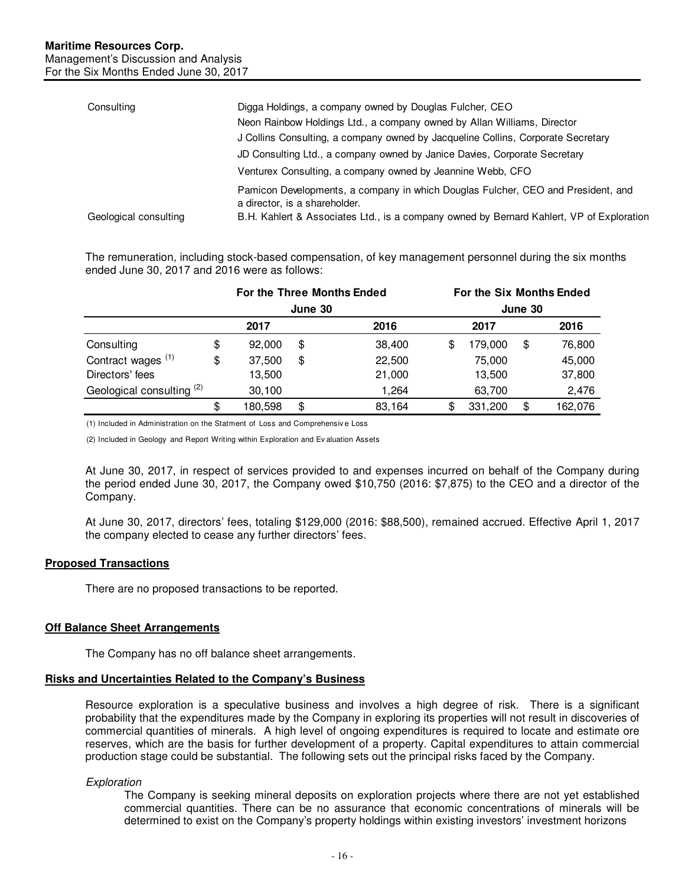| Consulting | Digga Holdings, a company owned by Douglas Fulcher, CEO |
|---|---|
| | Neon Rainbow Holdings Ltd., a company owned by Allan Williams, Director |
| | J Collins Consulting, a company owned by Jacqueline Collins, Corporate Secretary |
| | JD Consulting Ltd., a company owned by Janice Davies, Corporate Secretary |
| | Venturex Consulting, a company owned by Jeannine Webb, CFO |
| | Pamicon Developments, a company in which Douglas Fulcher, CEO and President, and a director, is a shareholder. |
| Geological consulting | B.H. Kahlert & Associates Ltd., is a company owned by Bernard Kahlert, VP of Exploration |

The remuneration, including stock-based compensation, of key management personnel during the six months ended June 30, 2017 and 2016 were as follows:

| | For the Three Months Ended June 30 | | For the Six Months Ended June 30 | |
|---|---|---|---|---|
| | 2017 | 2016 | 2017 | 2016 |
| Consulting | $ 92,000 | $ 38,400 | $ 179,000 | $ 76,800 |
| Contract wages (1) | $ 37,500 | $ 22,500 | 75,000 | 45,000 |
| Directors' fees | 13,500 | 21,000 | 13,500 | 37,800 |
| Geological consulting (2) | 30,100 | 1,264 | 63,700 | 2,476 |
| | $ 180,598 | $ 83,164 | $ 331,200 | $ 162,076 |

(1) Included in Administration on the Statment of Loss and Comprehensive Loss

(2) Included in Geology and Report Writing within Exploration and Evaluation Assets

At June 30, 2017, in respect of services provided to and expenses incurred on behalf of the Company during the period ended June 30, 2017, the Company owed $10,750 (2016: $7,875) to the CEO and a director of the Company.

At June 30, 2017, directors' fees, totaling $129,000 (2016: $88,500), remained accrued. Effective April 1, 2017 the company elected to cease any further directors' fees.

## Proposed Transactions

There are no proposed transactions to be reported.

## Off Balance Sheet Arrangements

The Company has no off balance sheet arrangements.

## Risks and Uncertainties Related to the Company's Business

Resource exploration is a speculative business and involves a high degree of risk. There is a significant probability that the expenditures made by the Company in exploring its properties will not result in discoveries of commercial quantities of minerals. A high level of ongoing expenditures is required to locate and estimate ore reserves, which are the basis for further development of a property. Capital expenditures to attain commercial production stage could be substantial. The following sets out the principal risks faced by the Company.

*Exploration*

The Company is seeking mineral deposits on exploration projects where there are not yet established commercial quantities. There can be no assurance that economic concentrations of minerals will be determined to exist on the Company's property holdings within existing investors' investment horizons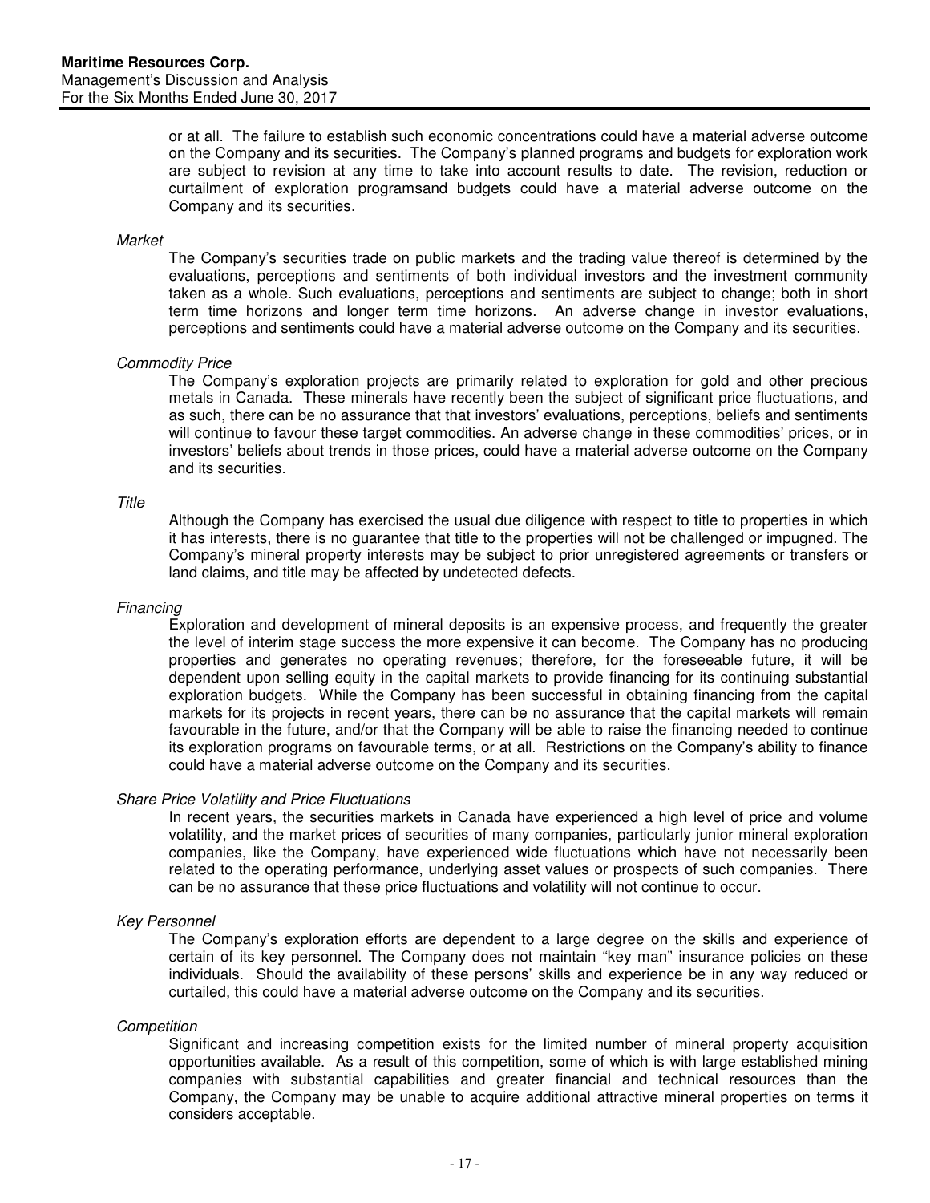or at all. The failure to establish such economic concentrations could have a material adverse outcome on the Company and its securities. The Company's planned programs and budgets for exploration work are subject to revision at any time to take into account results to date. The revision, reduction or curtailment of exploration programsand budgets could have a material adverse outcome on the Company and its securities.

*Market*

The Company's securities trade on public markets and the trading value thereof is determined by the evaluations, perceptions and sentiments of both individual investors and the investment community taken as a whole. Such evaluations, perceptions and sentiments are subject to change; both in short term time horizons and longer term time horizons. An adverse change in investor evaluations, perceptions and sentiments could have a material adverse outcome on the Company and its securities.

*Commodity Price*

The Company's exploration projects are primarily related to exploration for gold and other precious metals in Canada. These minerals have recently been the subject of significant price fluctuations, and as such, there can be no assurance that that investors' evaluations, perceptions, beliefs and sentiments will continue to favour these target commodities. An adverse change in these commodities' prices, or in investors' beliefs about trends in those prices, could have a material adverse outcome on the Company and its securities.

*Title*

Although the Company has exercised the usual due diligence with respect to title to properties in which it has interests, there is no guarantee that title to the properties will not be challenged or impugned. The Company's mineral property interests may be subject to prior unregistered agreements or transfers or land claims, and title may be affected by undetected defects.

*Financing*

Exploration and development of mineral deposits is an expensive process, and frequently the greater the level of interim stage success the more expensive it can become. The Company has no producing properties and generates no operating revenues; therefore, for the foreseeable future, it will be dependent upon selling equity in the capital markets to provide financing for its continuing substantial exploration budgets. While the Company has been successful in obtaining financing from the capital markets for its projects in recent years, there can be no assurance that the capital markets will remain favourable in the future, and/or that the Company will be able to raise the financing needed to continue its exploration programs on favourable terms, or at all. Restrictions on the Company's ability to finance could have a material adverse outcome on the Company and its securities.

*Share Price Volatility and Price Fluctuations*

In recent years, the securities markets in Canada have experienced a high level of price and volume volatility, and the market prices of securities of many companies, particularly junior mineral exploration companies, like the Company, have experienced wide fluctuations which have not necessarily been related to the operating performance, underlying asset values or prospects of such companies. There can be no assurance that these price fluctuations and volatility will not continue to occur.

*Key Personnel*

The Company's exploration efforts are dependent to a large degree on the skills and experience of certain of its key personnel. The Company does not maintain "key man" insurance policies on these individuals. Should the availability of these persons' skills and experience be in any way reduced or curtailed, this could have a material adverse outcome on the Company and its securities.

*Competition*

Significant and increasing competition exists for the limited number of mineral property acquisition opportunities available. As a result of this competition, some of which is with large established mining companies with substantial capabilities and greater financial and technical resources than the Company, the Company may be unable to acquire additional attractive mineral properties on terms it considers acceptable.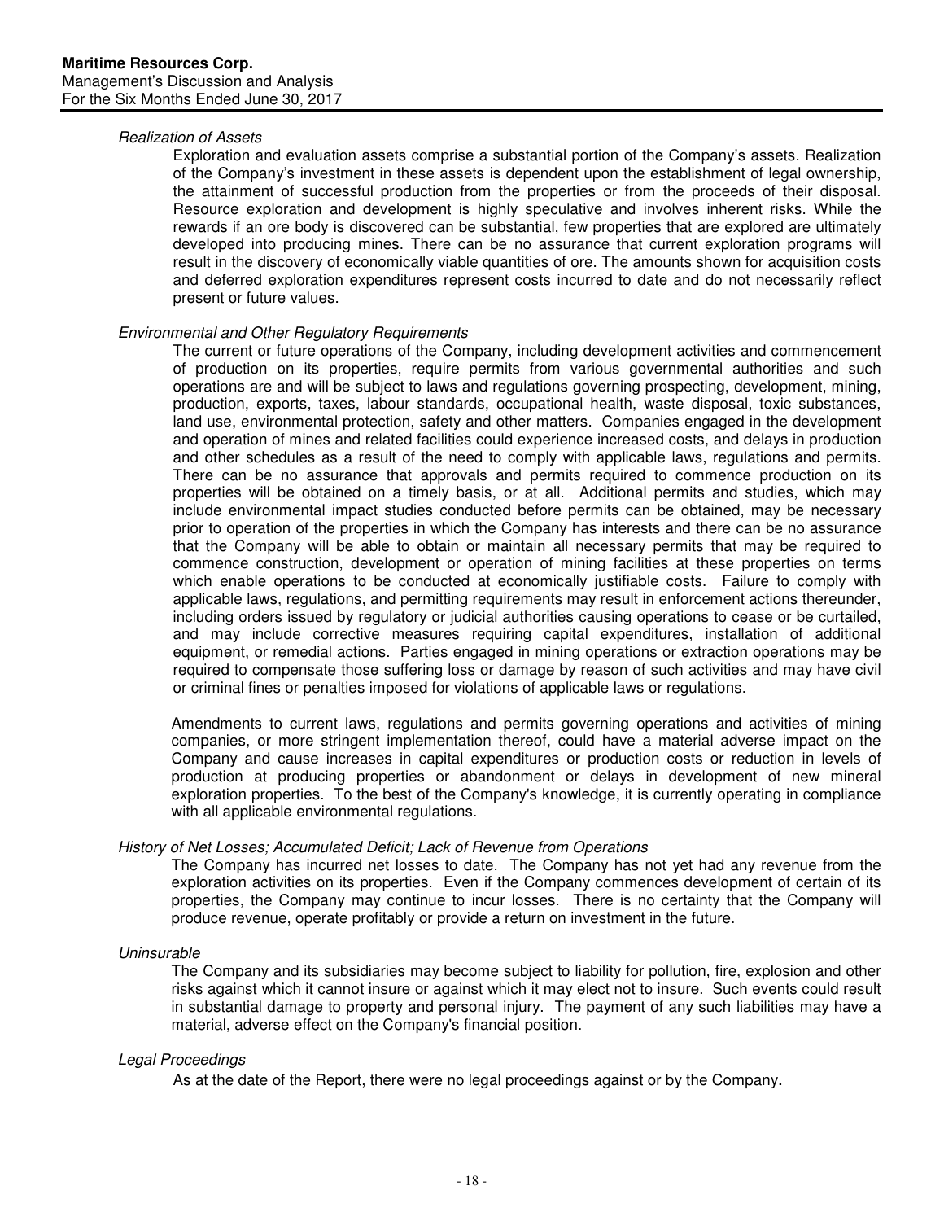*Realization of Assets*

Exploration and evaluation assets comprise a substantial portion of the Company's assets. Realization of the Company's investment in these assets is dependent upon the establishment of legal ownership, the attainment of successful production from the properties or from the proceeds of their disposal. Resource exploration and development is highly speculative and involves inherent risks. While the rewards if an ore body is discovered can be substantial, few properties that are explored are ultimately developed into producing mines. There can be no assurance that current exploration programs will result in the discovery of economically viable quantities of ore. The amounts shown for acquisition costs and deferred exploration expenditures represent costs incurred to date and do not necessarily reflect present or future values.

*Environmental and Other Regulatory Requirements*

The current or future operations of the Company, including development activities and commencement of production on its properties, require permits from various governmental authorities and such operations are and will be subject to laws and regulations governing prospecting, development, mining, production, exports, taxes, labour standards, occupational health, waste disposal, toxic substances, land use, environmental protection, safety and other matters. Companies engaged in the development and operation of mines and related facilities could experience increased costs, and delays in production and other schedules as a result of the need to comply with applicable laws, regulations and permits. There can be no assurance that approvals and permits required to commence production on its properties will be obtained on a timely basis, or at all. Additional permits and studies, which may include environmental impact studies conducted before permits can be obtained, may be necessary prior to operation of the properties in which the Company has interests and there can be no assurance that the Company will be able to obtain or maintain all necessary permits that may be required to commence construction, development or operation of mining facilities at these properties on terms which enable operations to be conducted at economically justifiable costs. Failure to comply with applicable laws, regulations, and permitting requirements may result in enforcement actions thereunder, including orders issued by regulatory or judicial authorities causing operations to cease or be curtailed, and may include corrective measures requiring capital expenditures, installation of additional equipment, or remedial actions. Parties engaged in mining operations or extraction operations may be required to compensate those suffering loss or damage by reason of such activities and may have civil or criminal fines or penalties imposed for violations of applicable laws or regulations.

Amendments to current laws, regulations and permits governing operations and activities of mining companies, or more stringent implementation thereof, could have a material adverse impact on the Company and cause increases in capital expenditures or production costs or reduction in levels of production at producing properties or abandonment or delays in development of new mineral exploration properties. To the best of the Company's knowledge, it is currently operating in compliance with all applicable environmental regulations.

*History of Net Losses; Accumulated Deficit; Lack of Revenue from Operations*

The Company has incurred net losses to date. The Company has not yet had any revenue from the exploration activities on its properties. Even if the Company commences development of certain of its properties, the Company may continue to incur losses. There is no certainty that the Company will produce revenue, operate profitably or provide a return on investment in the future.

*Uninsurable*

The Company and its subsidiaries may become subject to liability for pollution, fire, explosion and other risks against which it cannot insure or against which it may elect not to insure. Such events could result in substantial damage to property and personal injury. The payment of any such liabilities may have a material, adverse effect on the Company's financial position.

*Legal Proceedings*

As at the date of the Report, there were no legal proceedings against or by the Company.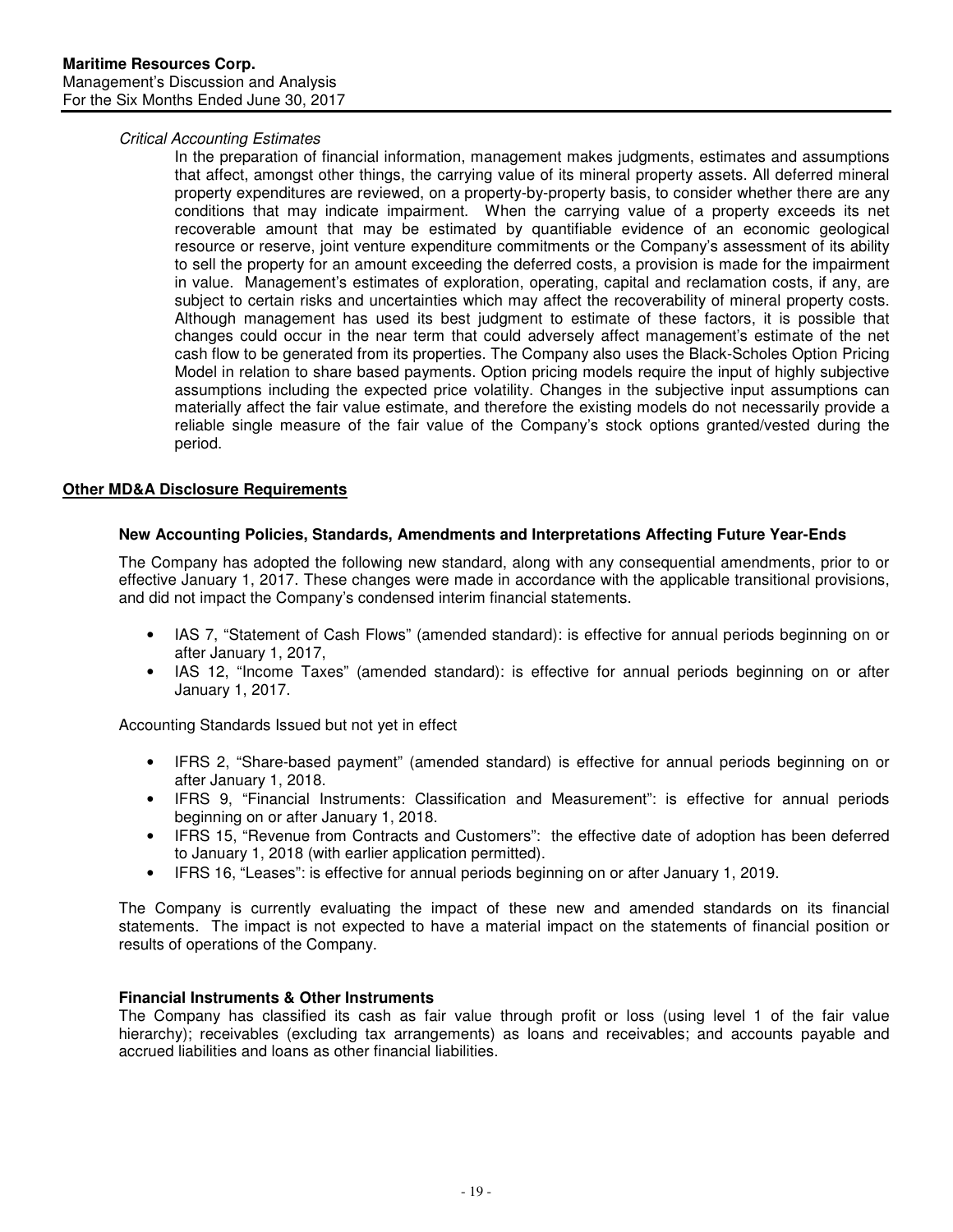*Critical Accounting Estimates*

In the preparation of financial information, management makes judgments, estimates and assumptions that affect, amongst other things, the carrying value of its mineral property assets. All deferred mineral property expenditures are reviewed, on a property-by-property basis, to consider whether there are any conditions that may indicate impairment. When the carrying value of a property exceeds its net recoverable amount that may be estimated by quantifiable evidence of an economic geological resource or reserve, joint venture expenditure commitments or the Company's assessment of its ability to sell the property for an amount exceeding the deferred costs, a provision is made for the impairment in value. Management's estimates of exploration, operating, capital and reclamation costs, if any, are subject to certain risks and uncertainties which may affect the recoverability of mineral property costs. Although management has used its best judgment to estimate of these factors, it is possible that changes could occur in the near term that could adversely affect management's estimate of the net cash flow to be generated from its properties. The Company also uses the Black-Scholes Option Pricing Model in relation to share based payments. Option pricing models require the input of highly subjective assumptions including the expected price volatility. Changes in the subjective input assumptions can materially affect the fair value estimate, and therefore the existing models do not necessarily provide a reliable single measure of the fair value of the Company's stock options granted/vested during the period.

## Other MD&A Disclosure Requirements

### New Accounting Policies, Standards, Amendments and Interpretations Affecting Future Year-Ends

The Company has adopted the following new standard, along with any consequential amendments, prior to or effective January 1, 2017. These changes were made in accordance with the applicable transitional provisions, and did not impact the Company's condensed interim financial statements.

- IAS 7, "Statement of Cash Flows" (amended standard): is effective for annual periods beginning on or after January 1, 2017,
- IAS 12, "Income Taxes" (amended standard): is effective for annual periods beginning on or after January 1, 2017.

Accounting Standards Issued but not yet in effect

- IFRS 2, "Share-based payment" (amended standard) is effective for annual periods beginning on or after January 1, 2018.
- IFRS 9, "Financial Instruments: Classification and Measurement": is effective for annual periods beginning on or after January 1, 2018.
- IFRS 15, "Revenue from Contracts and Customers": the effective date of adoption has been deferred to January 1, 2018 (with earlier application permitted).
- IFRS 16, "Leases": is effective for annual periods beginning on or after January 1, 2019.

The Company is currently evaluating the impact of these new and amended standards on its financial statements. The impact is not expected to have a material impact on the statements of financial position or results of operations of the Company.

### Financial Instruments & Other Instruments

The Company has classified its cash as fair value through profit or loss (using level 1 of the fair value hierarchy); receivables (excluding tax arrangements) as loans and receivables; and accounts payable and accrued liabilities and loans as other financial liabilities.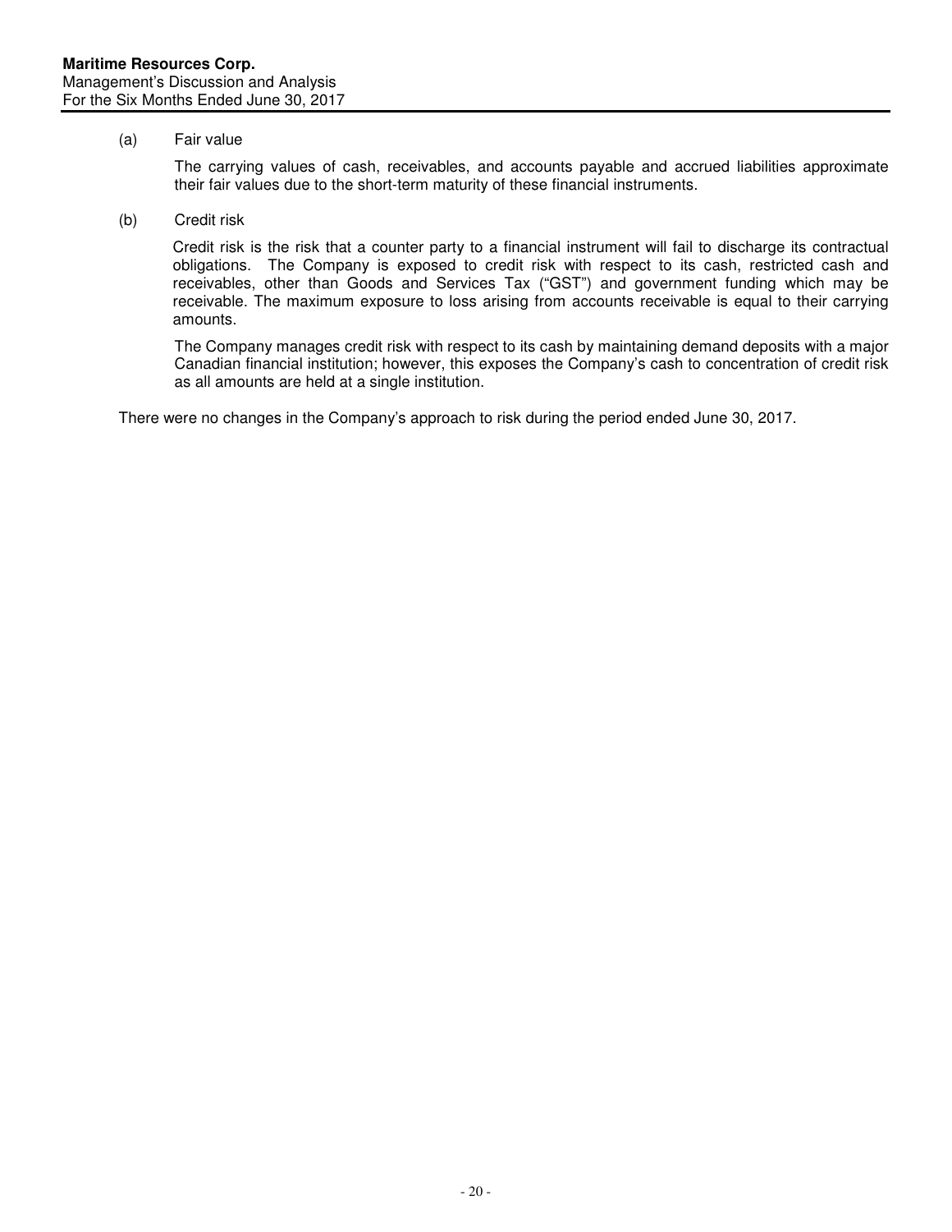(a) Fair value

The carrying values of cash, receivables, and accounts payable and accrued liabilities approximate their fair values due to the short-term maturity of these financial instruments.

(b) Credit risk

Credit risk is the risk that a counter party to a financial instrument will fail to discharge its contractual obligations. The Company is exposed to credit risk with respect to its cash, restricted cash and receivables, other than Goods and Services Tax ("GST") and government funding which may be receivable. The maximum exposure to loss arising from accounts receivable is equal to their carrying amounts.

The Company manages credit risk with respect to its cash by maintaining demand deposits with a major Canadian financial institution; however, this exposes the Company's cash to concentration of credit risk as all amounts are held at a single institution.

There were no changes in the Company's approach to risk during the period ended June 30, 2017.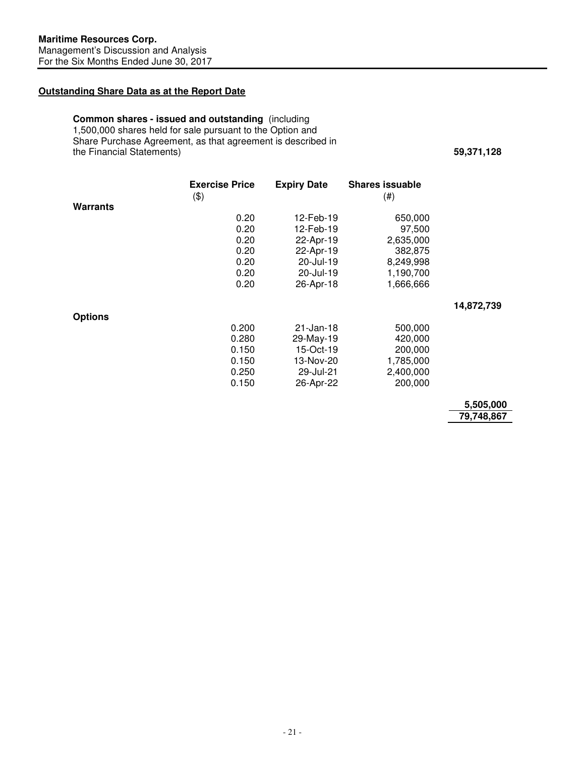**Outstanding Share Data as at the Report Date**

| | | | | |
|---|---|---|---|---|
| **Common shares - issued and outstanding** (including 1,500,000 shares held for sale pursuant to the Option and Share Purchase Agreement, as that agreement is described in the Financial Statements) | | | | **59,371,128** |
| | **Exercise Price** ($) | **Expiry Date** | **Shares issuable** (#) | |
| **Warrants** | | | | |
| | 0.20 | 12-Feb-19 | 650,000 | |
| | 0.20 | 12-Feb-19 | 97,500 | |
| | 0.20 | 22-Apr-19 | 2,635,000 | |
| | 0.20 | 22-Apr-19 | 382,875 | |
| | 0.20 | 20-Jul-19 | 8,249,998 | |
| | 0.20 | 20-Jul-19 | 1,190,700 | |
| | 0.20 | 26-Apr-18 | 1,666,666 | |
| | | | | **14,872,739** |
| **Options** | | | | |
| | 0.200 | 21-Jan-18 | 500,000 | |
| | 0.280 | 29-May-19 | 420,000 | |
| | 0.150 | 15-Oct-19 | 200,000 | |
| | 0.150 | 13-Nov-20 | 1,785,000 | |
| | 0.250 | 29-Jul-21 | 2,400,000 | |
| | 0.150 | 26-Apr-22 | 200,000 | |
| | | | | **5,505,000** |
| | | | | **79,748,867** |